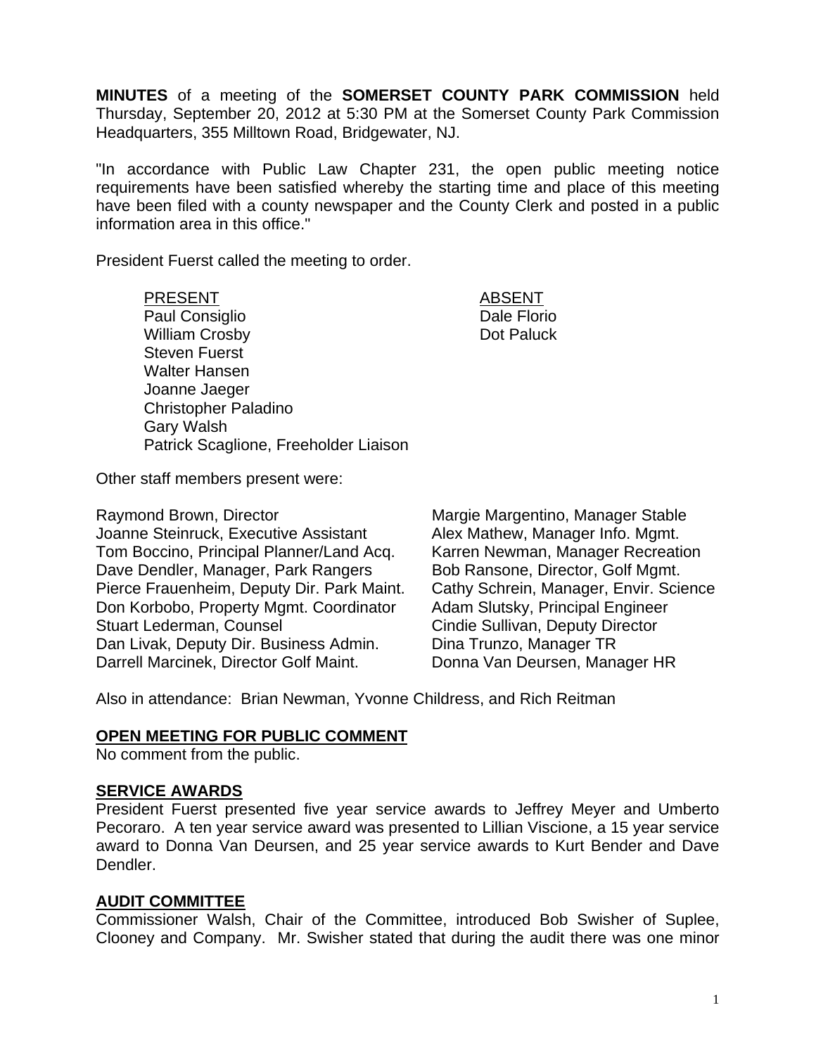**MINUTES** of a meeting of the **SOMERSET COUNTY PARK COMMISSION** held Thursday, September 20, 2012 at 5:30 PM at the Somerset County Park Commission Headquarters, 355 Milltown Road, Bridgewater, NJ.

"In accordance with Public Law Chapter 231, the open public meeting notice requirements have been satisfied whereby the starting time and place of this meeting have been filed with a county newspaper and the County Clerk and posted in a public information area in this office."

President Fuerst called the meeting to order.

| PRESENT | ABSENT |
|---|---|
| Paul Consiglio | Dale Florio |
| William Crosby | Dot Paluck |
| Steven Fuerst | |
| Walter Hansen | |
| Joanne Jaeger | |
| Christopher Paladino | |
| Gary Walsh | |
| Patrick Scaglione, Freeholder Liaison | |

Other staff members present were:

Raymond Brown, Director
Joanne Steinruck, Executive Assistant
Tom Boccino, Principal Planner/Land Acq.
Dave Dendler, Manager, Park Rangers
Pierce Frauenheim, Deputy Dir. Park Maint.
Don Korbobo, Property Mgmt. Coordinator
Stuart Lederman, Counsel
Dan Livak, Deputy Dir. Business Admin.
Darrell Marcinek, Director Golf Maint.
Margie Margentino, Manager Stable
Alex Mathew, Manager Info. Mgmt.
Karren Newman, Manager Recreation
Bob Ransone, Director, Golf Mgmt.
Cathy Schrein, Manager, Envir. Science
Adam Slutsky, Principal Engineer
Cindie Sullivan, Deputy Director
Dina Trunzo, Manager TR
Donna Van Deursen, Manager HR

Also in attendance: Brian Newman, Yvonne Childress, and Rich Reitman

**OPEN MEETING FOR PUBLIC COMMENT**

No comment from the public.

**SERVICE AWARDS**

President Fuerst presented five year service awards to Jeffrey Meyer and Umberto Pecoraro. A ten year service award was presented to Lillian Viscione, a 15 year service award to Donna Van Deursen, and 25 year service awards to Kurt Bender and Dave Dendler.

**AUDIT COMMITTEE**

Commissioner Walsh, Chair of the Committee, introduced Bob Swisher of Suplee, Clooney and Company. Mr. Swisher stated that during the audit there was one minor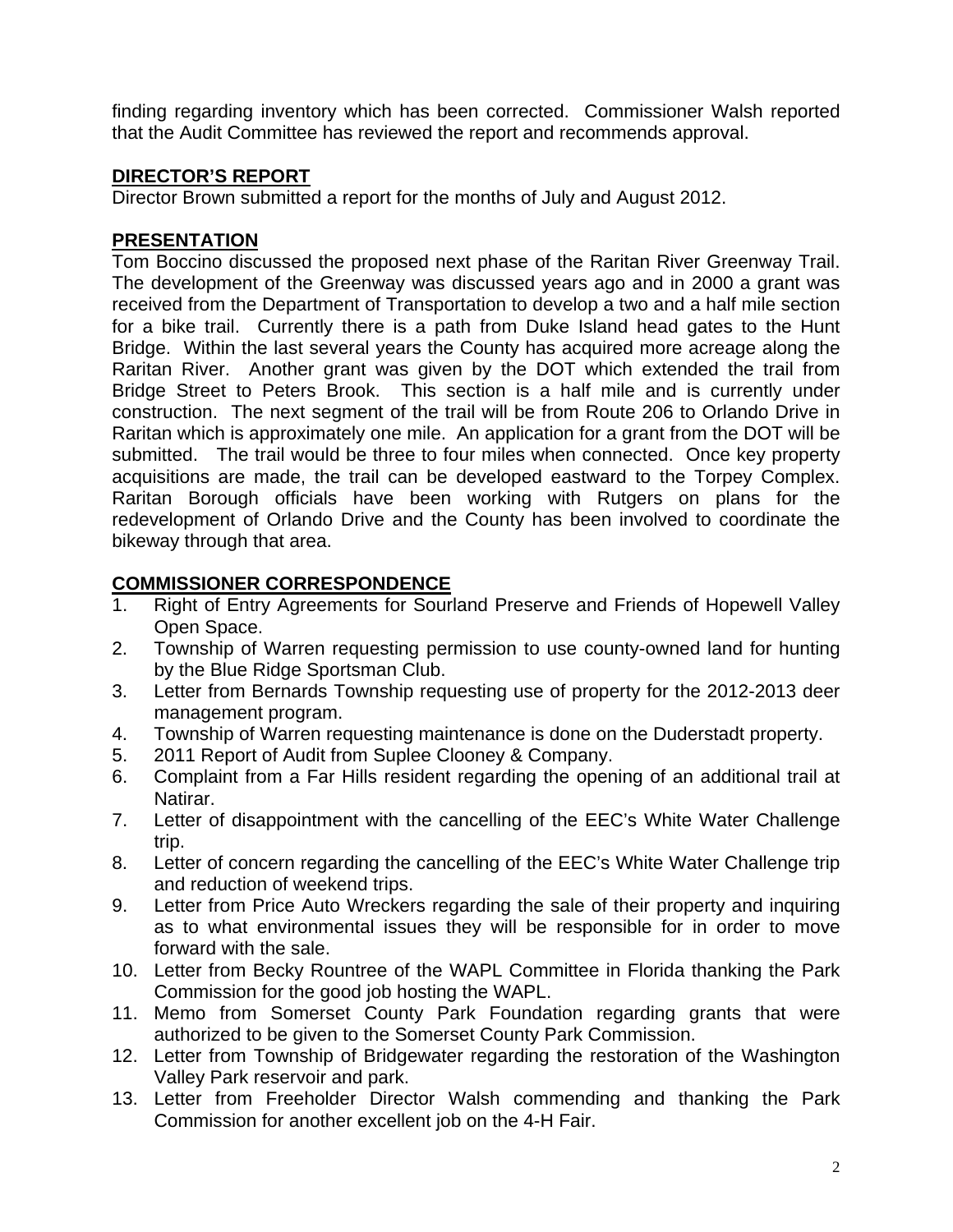finding regarding inventory which has been corrected. Commissioner Walsh reported that the Audit Committee has reviewed the report and recommends approval.

## DIRECTOR'S REPORT

Director Brown submitted a report for the months of July and August 2012.

## PRESENTATION

Tom Boccino discussed the proposed next phase of the Raritan River Greenway Trail. The development of the Greenway was discussed years ago and in 2000 a grant was received from the Department of Transportation to develop a two and a half mile section for a bike trail. Currently there is a path from Duke Island head gates to the Hunt Bridge. Within the last several years the County has acquired more acreage along the Raritan River. Another grant was given by the DOT which extended the trail from Bridge Street to Peters Brook. This section is a half mile and is currently under construction. The next segment of the trail will be from Route 206 to Orlando Drive in Raritan which is approximately one mile. An application for a grant from the DOT will be submitted. The trail would be three to four miles when connected. Once key property acquisitions are made, the trail can be developed eastward to the Torpey Complex. Raritan Borough officials have been working with Rutgers on plans for the redevelopment of Orlando Drive and the County has been involved to coordinate the bikeway through that area.

## COMMISSIONER CORRESPONDENCE

1. Right of Entry Agreements for Sourland Preserve and Friends of Hopewell Valley Open Space.
2. Township of Warren requesting permission to use county-owned land for hunting by the Blue Ridge Sportsman Club.
3. Letter from Bernards Township requesting use of property for the 2012-2013 deer management program.
4. Township of Warren requesting maintenance is done on the Duderstadt property.
5. 2011 Report of Audit from Suplee Clooney & Company.
6. Complaint from a Far Hills resident regarding the opening of an additional trail at Natirar.
7. Letter of disappointment with the cancelling of the EEC's White Water Challenge trip.
8. Letter of concern regarding the cancelling of the EEC's White Water Challenge trip and reduction of weekend trips.
9. Letter from Price Auto Wreckers regarding the sale of their property and inquiring as to what environmental issues they will be responsible for in order to move forward with the sale.
10. Letter from Becky Rountree of the WAPL Committee in Florida thanking the Park Commission for the good job hosting the WAPL.
11. Memo from Somerset County Park Foundation regarding grants that were authorized to be given to the Somerset County Park Commission.
12. Letter from Township of Bridgewater regarding the restoration of the Washington Valley Park reservoir and park.
13. Letter from Freeholder Director Walsh commending and thanking the Park Commission for another excellent job on the 4-H Fair.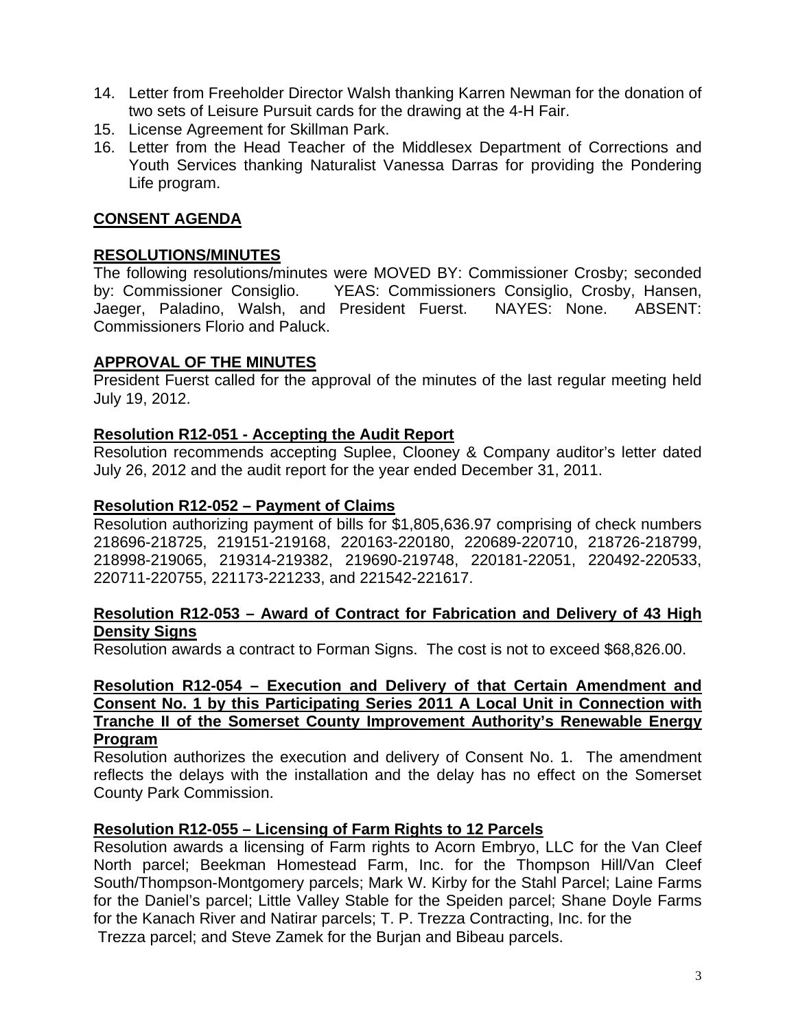14. Letter from Freeholder Director Walsh thanking Karren Newman for the donation of two sets of Leisure Pursuit cards for the drawing at the 4-H Fair.
15. License Agreement for Skillman Park.
16. Letter from the Head Teacher of the Middlesex Department of Corrections and Youth Services thanking Naturalist Vanessa Darras for providing the Pondering Life program.

## **CONSENT AGENDA**

### **RESOLUTIONS/MINUTES**

The following resolutions/minutes were MOVED BY: Commissioner Crosby; seconded by: Commissioner Consiglio. YEAS: Commissioners Consiglio, Crosby, Hansen, Jaeger, Paladino, Walsh, and President Fuerst. NAYES: None. ABSENT: Commissioners Florio and Paluck.

### **APPROVAL OF THE MINUTES**

President Fuerst called for the approval of the minutes of the last regular meeting held July 19, 2012.

### **Resolution R12-051 - Accepting the Audit Report**

Resolution recommends accepting Suplee, Clooney & Company auditor's letter dated July 26, 2012 and the audit report for the year ended December 31, 2011.

### **Resolution R12-052 – Payment of Claims**

Resolution authorizing payment of bills for $1,805,636.97 comprising of check numbers 218696-218725, 219151-219168, 220163-220180, 220689-220710, 218726-218799, 218998-219065, 219314-219382, 219690-219748, 220181-22051, 220492-220533, 220711-220755, 221173-221233, and 221542-221617.

### **Resolution R12-053 – Award of Contract for Fabrication and Delivery of 43 High Density Signs**

Resolution awards a contract to Forman Signs. The cost is not to exceed $68,826.00.

### **Resolution R12-054 – Execution and Delivery of that Certain Amendment and Consent No. 1 by this Participating Series 2011 A Local Unit in Connection with Tranche II of the Somerset County Improvement Authority's Renewable Energy Program**

Resolution authorizes the execution and delivery of Consent No. 1. The amendment reflects the delays with the installation and the delay has no effect on the Somerset County Park Commission.

### **Resolution R12-055 – Licensing of Farm Rights to 12 Parcels**

Resolution awards a licensing of Farm rights to Acorn Embryo, LLC for the Van Cleef North parcel; Beekman Homestead Farm, Inc. for the Thompson Hill/Van Cleef South/Thompson-Montgomery parcels; Mark W. Kirby for the Stahl Parcel; Laine Farms for the Daniel's parcel; Little Valley Stable for the Speiden parcel; Shane Doyle Farms for the Kanach River and Natirar parcels; T. P. Trezza Contracting, Inc. for the Trezza parcel; and Steve Zamek for the Burjan and Bibeau parcels.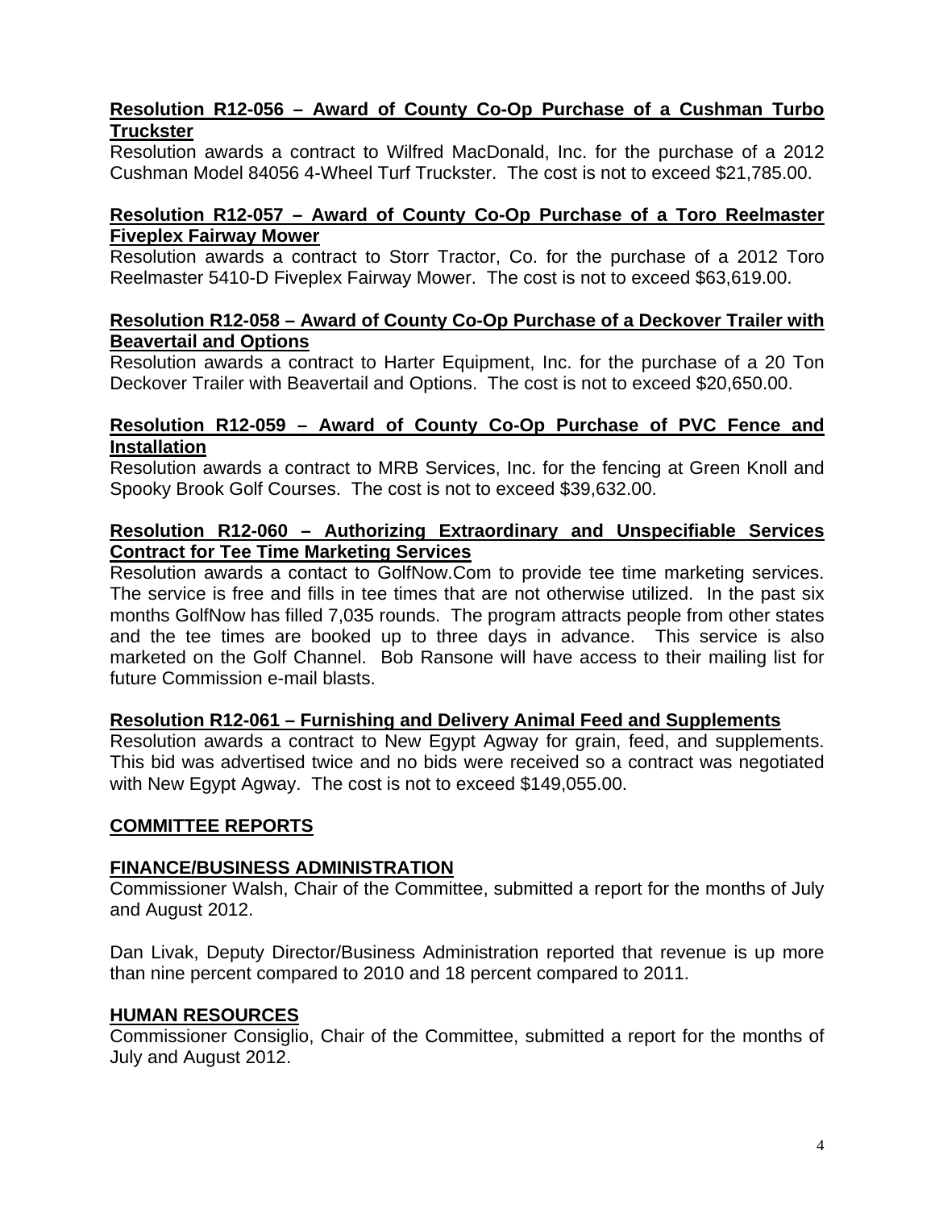**Resolution R12-056 – Award of County Co-Op Purchase of a Cushman Turbo Truckster**

Resolution awards a contract to Wilfred MacDonald, Inc. for the purchase of a 2012 Cushman Model 84056 4-Wheel Turf Truckster. The cost is not to exceed $21,785.00.

**Resolution R12-057 – Award of County Co-Op Purchase of a Toro Reelmaster Fiveplex Fairway Mower**

Resolution awards a contract to Storr Tractor, Co. for the purchase of a 2012 Toro Reelmaster 5410-D Fiveplex Fairway Mower. The cost is not to exceed $63,619.00.

**Resolution R12-058 – Award of County Co-Op Purchase of a Deckover Trailer with Beavertail and Options**

Resolution awards a contract to Harter Equipment, Inc. for the purchase of a 20 Ton Deckover Trailer with Beavertail and Options. The cost is not to exceed $20,650.00.

**Resolution R12-059 – Award of County Co-Op Purchase of PVC Fence and Installation**

Resolution awards a contract to MRB Services, Inc. for the fencing at Green Knoll and Spooky Brook Golf Courses. The cost is not to exceed $39,632.00.

**Resolution R12-060 – Authorizing Extraordinary and Unspecifiable Services Contract for Tee Time Marketing Services**

Resolution awards a contact to GolfNow.Com to provide tee time marketing services. The service is free and fills in tee times that are not otherwise utilized. In the past six months GolfNow has filled 7,035 rounds. The program attracts people from other states and the tee times are booked up to three days in advance. This service is also marketed on the Golf Channel. Bob Ransone will have access to their mailing list for future Commission e-mail blasts.

**Resolution R12-061 – Furnishing and Delivery Animal Feed and Supplements**

Resolution awards a contract to New Egypt Agway for grain, feed, and supplements. This bid was advertised twice and no bids were received so a contract was negotiated with New Egypt Agway. The cost is not to exceed $149,055.00.

## COMMITTEE REPORTS

### FINANCE/BUSINESS ADMINISTRATION

Commissioner Walsh, Chair of the Committee, submitted a report for the months of July and August 2012.

Dan Livak, Deputy Director/Business Administration reported that revenue is up more than nine percent compared to 2010 and 18 percent compared to 2011.

### HUMAN RESOURCES

Commissioner Consiglio, Chair of the Committee, submitted a report for the months of July and August 2012.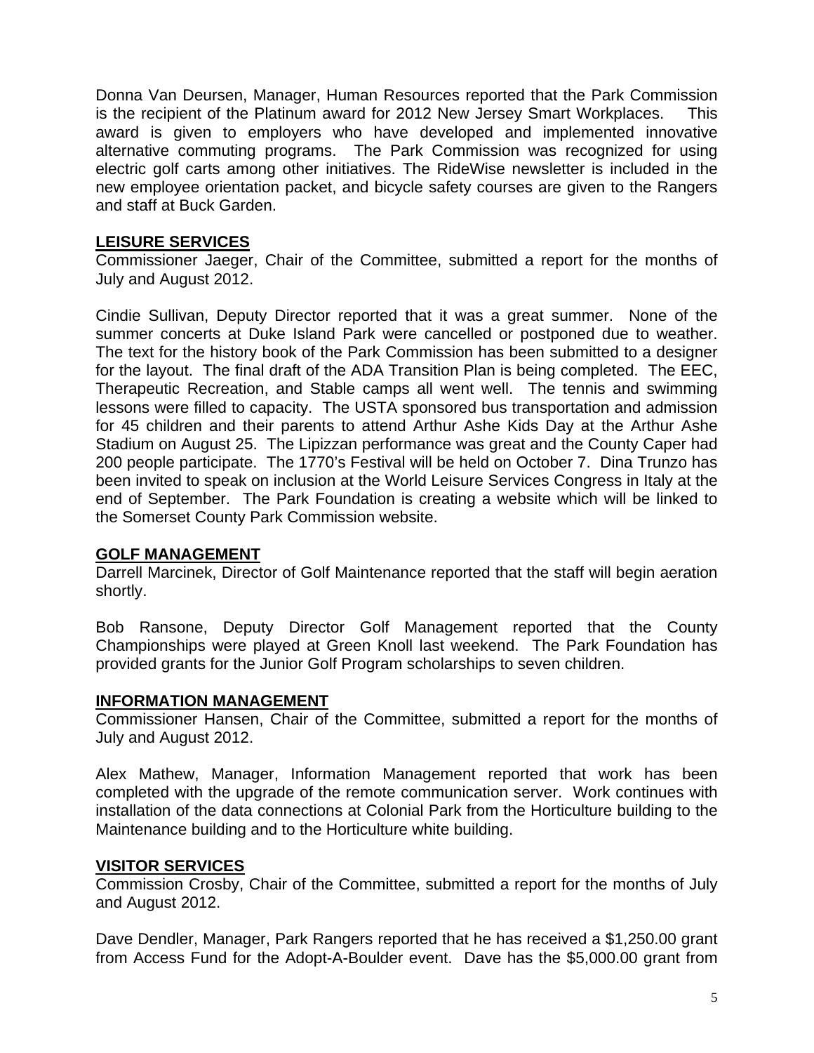Donna Van Deursen, Manager, Human Resources reported that the Park Commission is the recipient of the Platinum award for 2012 New Jersey Smart Workplaces. This award is given to employers who have developed and implemented innovative alternative commuting programs. The Park Commission was recognized for using electric golf carts among other initiatives. The RideWise newsletter is included in the new employee orientation packet, and bicycle safety courses are given to the Rangers and staff at Buck Garden.

## LEISURE SERVICES

Commissioner Jaeger, Chair of the Committee, submitted a report for the months of July and August 2012.

Cindie Sullivan, Deputy Director reported that it was a great summer. None of the summer concerts at Duke Island Park were cancelled or postponed due to weather. The text for the history book of the Park Commission has been submitted to a designer for the layout. The final draft of the ADA Transition Plan is being completed. The EEC, Therapeutic Recreation, and Stable camps all went well. The tennis and swimming lessons were filled to capacity. The USTA sponsored bus transportation and admission for 45 children and their parents to attend Arthur Ashe Kids Day at the Arthur Ashe Stadium on August 25. The Lipizzan performance was great and the County Caper had 200 people participate. The 1770's Festival will be held on October 7. Dina Trunzo has been invited to speak on inclusion at the World Leisure Services Congress in Italy at the end of September. The Park Foundation is creating a website which will be linked to the Somerset County Park Commission website.

## GOLF MANAGEMENT

Darrell Marcinek, Director of Golf Maintenance reported that the staff will begin aeration shortly.

Bob Ransone, Deputy Director Golf Management reported that the County Championships were played at Green Knoll last weekend. The Park Foundation has provided grants for the Junior Golf Program scholarships to seven children.

## INFORMATION MANAGEMENT

Commissioner Hansen, Chair of the Committee, submitted a report for the months of July and August 2012.

Alex Mathew, Manager, Information Management reported that work has been completed with the upgrade of the remote communication server. Work continues with installation of the data connections at Colonial Park from the Horticulture building to the Maintenance building and to the Horticulture white building.

## VISITOR SERVICES

Commission Crosby, Chair of the Committee, submitted a report for the months of July and August 2012.

Dave Dendler, Manager, Park Rangers reported that he has received a $1,250.00 grant from Access Fund for the Adopt-A-Boulder event. Dave has the $5,000.00 grant from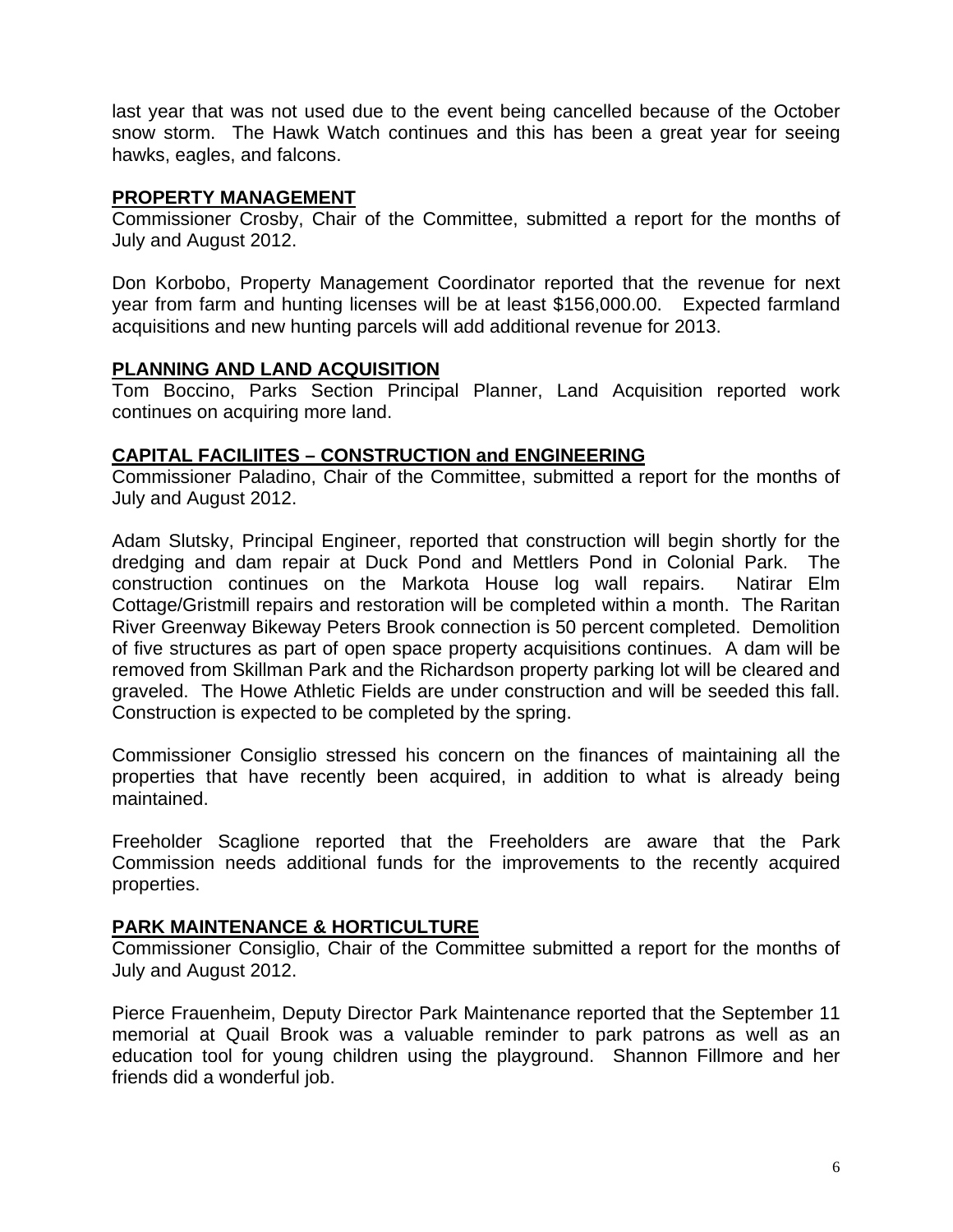last year that was not used due to the event being cancelled because of the October snow storm. The Hawk Watch continues and this has been a great year for seeing hawks, eagles, and falcons.

## PROPERTY MANAGEMENT

Commissioner Crosby, Chair of the Committee, submitted a report for the months of July and August 2012.

Don Korbobo, Property Management Coordinator reported that the revenue for next year from farm and hunting licenses will be at least $156,000.00. Expected farmland acquisitions and new hunting parcels will add additional revenue for 2013.

## PLANNING AND LAND ACQUISITION

Tom Boccino, Parks Section Principal Planner, Land Acquisition reported work continues on acquiring more land.

## CAPITAL FACILIITES – CONSTRUCTION and ENGINEERING

Commissioner Paladino, Chair of the Committee, submitted a report for the months of July and August 2012.

Adam Slutsky, Principal Engineer, reported that construction will begin shortly for the dredging and dam repair at Duck Pond and Mettlers Pond in Colonial Park. The construction continues on the Markota House log wall repairs. Natirar Elm Cottage/Gristmill repairs and restoration will be completed within a month. The Raritan River Greenway Bikeway Peters Brook connection is 50 percent completed. Demolition of five structures as part of open space property acquisitions continues. A dam will be removed from Skillman Park and the Richardson property parking lot will be cleared and graveled. The Howe Athletic Fields are under construction and will be seeded this fall. Construction is expected to be completed by the spring.

Commissioner Consiglio stressed his concern on the finances of maintaining all the properties that have recently been acquired, in addition to what is already being maintained.

Freeholder Scaglione reported that the Freeholders are aware that the Park Commission needs additional funds for the improvements to the recently acquired properties.

## PARK MAINTENANCE & HORTICULTURE

Commissioner Consiglio, Chair of the Committee submitted a report for the months of July and August 2012.

Pierce Frauenheim, Deputy Director Park Maintenance reported that the September 11 memorial at Quail Brook was a valuable reminder to park patrons as well as an education tool for young children using the playground. Shannon Fillmore and her friends did a wonderful job.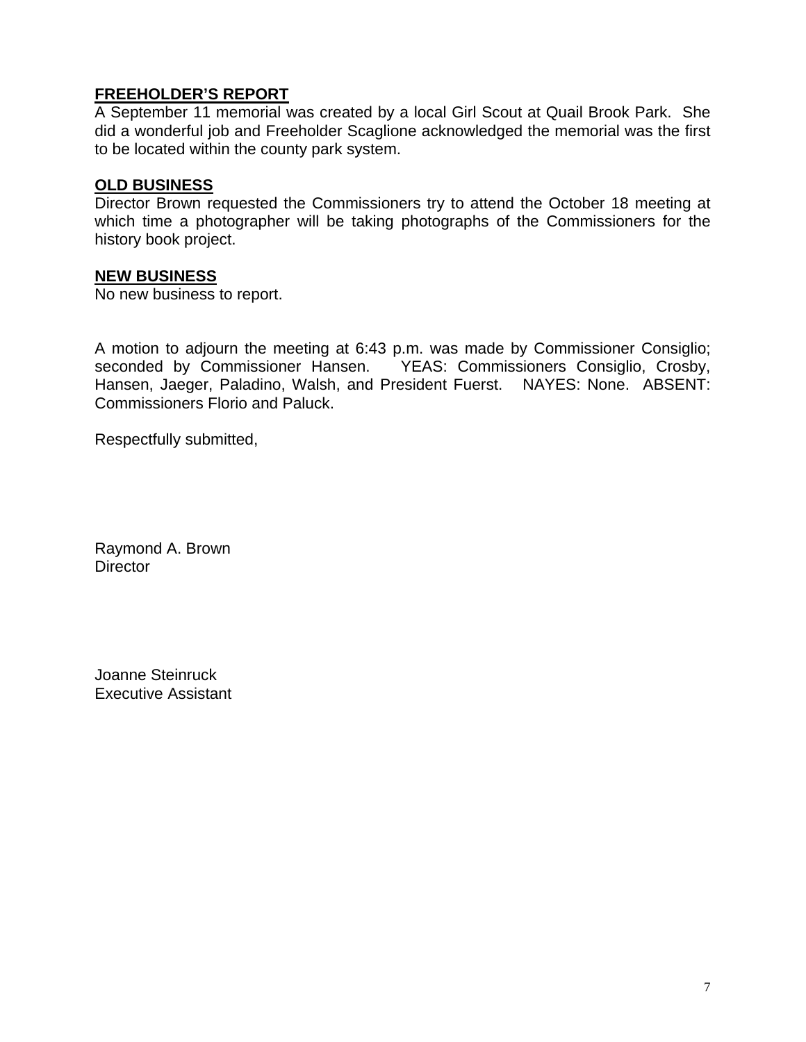**FREEHOLDER'S REPORT**

A September 11 memorial was created by a local Girl Scout at Quail Brook Park. She did a wonderful job and Freeholder Scaglione acknowledged the memorial was the first to be located within the county park system.

**OLD BUSINESS**

Director Brown requested the Commissioners try to attend the October 18 meeting at which time a photographer will be taking photographs of the Commissioners for the history book project.

**NEW BUSINESS**

No new business to report.

A motion to adjourn the meeting at 6:43 p.m. was made by Commissioner Consiglio; seconded by Commissioner Hansen. YEAS: Commissioners Consiglio, Crosby, Hansen, Jaeger, Paladino, Walsh, and President Fuerst. NAYES: None. ABSENT: Commissioners Florio and Paluck.

Respectfully submitted,

Raymond A. Brown
Director

Joanne Steinruck
Executive Assistant